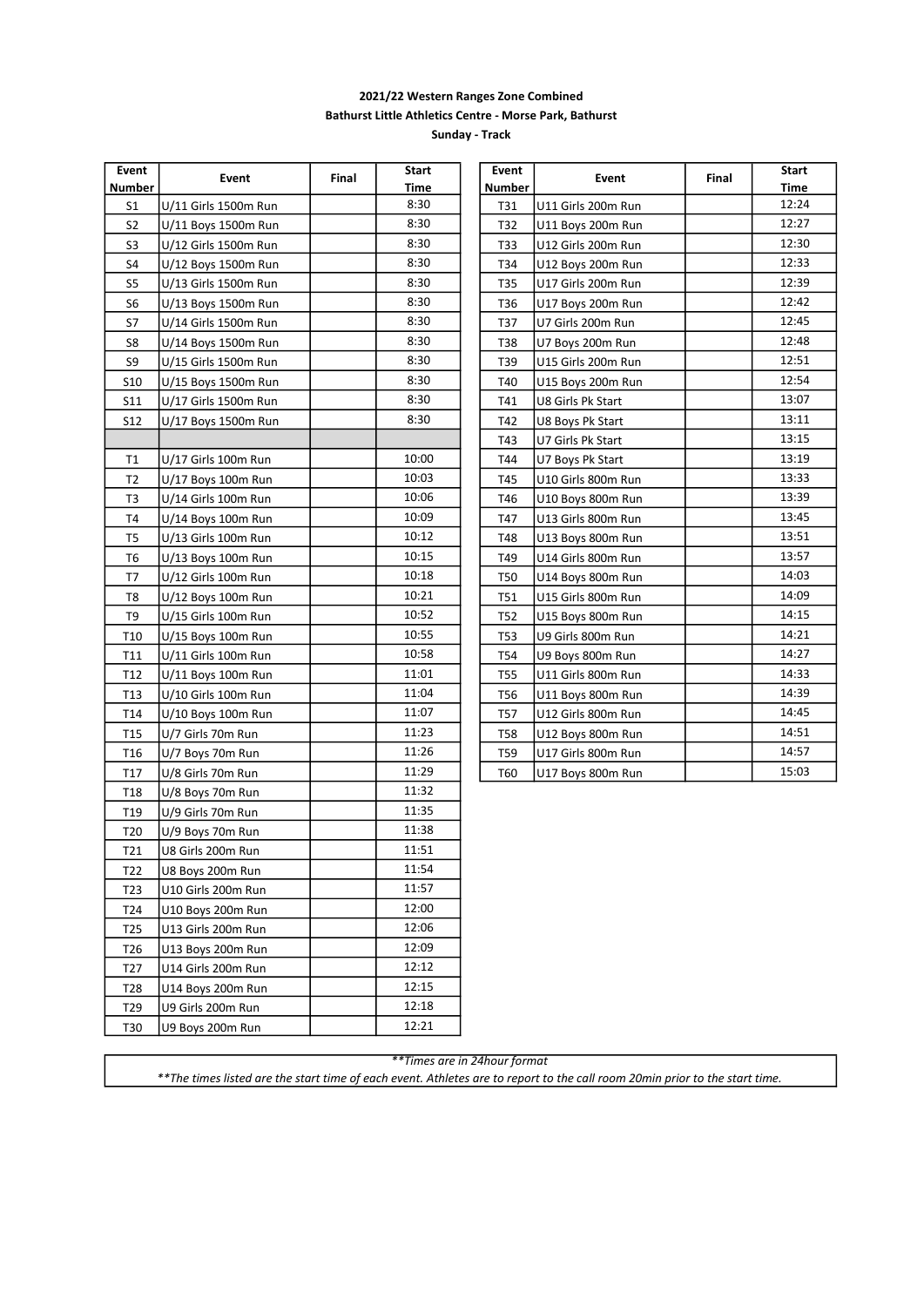**2021/22 Western Ranges Zone Combined**

**Bathurst Little Athletics Centre - Morse Park, Bathurst**

**Sunday - Track**

| Event Number | Event | Final | Start Time |
|---|---|---|---|
| S1 | U/11 Girls 1500m Run | | 8:30 |
| S2 | U/11 Boys 1500m Run | | 8:30 |
| S3 | U/12 Girls 1500m Run | | 8:30 |
| S4 | U/12 Boys 1500m Run | | 8:30 |
| S5 | U/13 Girls 1500m Run | | 8:30 |
| S6 | U/13 Boys 1500m Run | | 8:30 |
| S7 | U/14 Girls 1500m Run | | 8:30 |
| S8 | U/14 Boys 1500m Run | | 8:30 |
| S9 | U/15 Girls 1500m Run | | 8:30 |
| S10 | U/15 Boys 1500m Run | | 8:30 |
| S11 | U/17 Girls 1500m Run | | 8:30 |
| S12 | U/17 Boys 1500m Run | | 8:30 |
| | | | |
| T1 | U/17 Girls 100m Run | | 10:00 |
| T2 | U/17 Boys 100m Run | | 10:03 |
| T3 | U/14 Girls 100m Run | | 10:06 |
| T4 | U/14 Boys 100m Run | | 10:09 |
| T5 | U/13 Girls 100m Run | | 10:12 |
| T6 | U/13 Boys 100m Run | | 10:15 |
| T7 | U/12 Girls 100m Run | | 10:18 |
| T8 | U/12 Boys 100m Run | | 10:21 |
| T9 | U/15 Girls 100m Run | | 10:52 |
| T10 | U/15 Boys 100m Run | | 10:55 |
| T11 | U/11 Girls 100m Run | | 10:58 |
| T12 | U/11 Boys 100m Run | | 11:01 |
| T13 | U/10 Girls 100m Run | | 11:04 |
| T14 | U/10 Boys 100m Run | | 11:07 |
| T15 | U/7 Girls 70m Run | | 11:23 |
| T16 | U/7 Boys 70m Run | | 11:26 |
| T17 | U/8 Girls 70m Run | | 11:29 |
| T18 | U/8 Boys 70m Run | | 11:32 |
| T19 | U/9 Girls 70m Run | | 11:35 |
| T20 | U/9 Boys 70m Run | | 11:38 |
| T21 | U8 Girls 200m Run | | 11:51 |
| T22 | U8 Boys 200m Run | | 11:54 |
| T23 | U10 Girls 200m Run | | 11:57 |
| T24 | U10 Boys 200m Run | | 12:00 |
| T25 | U13 Girls 200m Run | | 12:06 |
| T26 | U13 Boys 200m Run | | 12:09 |
| T27 | U14 Girls 200m Run | | 12:12 |
| T28 | U14 Boys 200m Run | | 12:15 |
| T29 | U9 Girls 200m Run | | 12:18 |
| T30 | U9 Boys 200m Run | | 12:21 |
| T31 | U11 Girls 200m Run | | 12:24 |
| T32 | U11 Boys 200m Run | | 12:27 |
| T33 | U12 Girls 200m Run | | 12:30 |
| T34 | U12 Boys 200m Run | | 12:33 |
| T35 | U17 Girls 200m Run | | 12:39 |
| T36 | U17 Boys 200m Run | | 12:42 |
| T37 | U7 Girls 200m Run | | 12:45 |
| T38 | U7 Boys 200m Run | | 12:48 |
| T39 | U15 Girls 200m Run | | 12:51 |
| T40 | U15 Boys 200m Run | | 12:54 |
| T41 | U8 Girls Pk Start | | 13:07 |
| T42 | U8 Boys Pk Start | | 13:11 |
| T43 | U7 Girls Pk Start | | 13:15 |
| T44 | U7 Boys Pk Start | | 13:19 |
| T45 | U10 Girls 800m Run | | 13:33 |
| T46 | U10 Boys 800m Run | | 13:39 |
| T47 | U13 Girls 800m Run | | 13:45 |
| T48 | U13 Boys 800m Run | | 13:51 |
| T49 | U14 Girls 800m Run | | 13:57 |
| T50 | U14 Boys 800m Run | | 14:03 |
| T51 | U15 Girls 800m Run | | 14:09 |
| T52 | U15 Boys 800m Run | | 14:15 |
| T53 | U9 Girls 800m Run | | 14:21 |
| T54 | U9 Boys 800m Run | | 14:27 |
| T55 | U11 Girls 800m Run | | 14:33 |
| T56 | U11 Boys 800m Run | | 14:39 |
| T57 | U12 Girls 800m Run | | 14:45 |
| T58 | U12 Boys 800m Run | | 14:51 |
| T59 | U17 Girls 800m Run | | 14:57 |
| T60 | U17 Boys 800m Run | | 15:03 |

*\*\*Times are in 24hour format*

*\*\*The times listed are the start time of each event. Athletes are to report to the call room 20min prior to the start time.*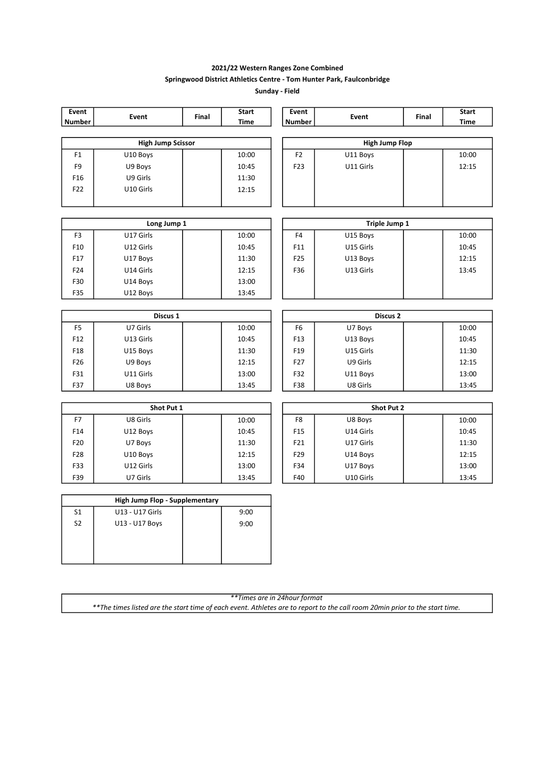**2021/22 Western Ranges Zone Combined**

**Springwood District Athletics Centre - Tom Hunter Park, Faulconbridge**

**Sunday - Field**

**High Jump Scissor**

| Event Number | Event | Final | Start Time |
|---|---|---|---|
| F1 | U10 Boys | | 10:00 |
| F9 | U9 Boys | | 10:45 |
| F16 | U9 Girls | | 11:30 |
| F22 | U10 Girls | | 12:15 |

**High Jump Flop**

| Event Number | Event | Final | Start Time |
|---|---|---|---|
| F2 | U11 Boys | | 10:00 |
| F23 | U11 Girls | | 12:15 |

**Long Jump 1**

| Event Number | Event | Final | Start Time |
|---|---|---|---|
| F3 | U17 Girls | | 10:00 |
| F10 | U12 Girls | | 10:45 |
| F17 | U17 Boys | | 11:30 |
| F24 | U14 Girls | | 12:15 |
| F30 | U14 Boys | | 13:00 |
| F35 | U12 Boys | | 13:45 |

**Triple Jump 1**

| Event Number | Event | Final | Start Time |
|---|---|---|---|
| F4 | U15 Boys | | 10:00 |
| F11 | U15 Girls | | 10:45 |
| F25 | U13 Boys | | 12:15 |
| F36 | U13 Girls | | 13:45 |

**Discus 1**

| Event Number | Event | Final | Start Time |
|---|---|---|---|
| F5 | U7 Girls | | 10:00 |
| F12 | U13 Girls | | 10:45 |
| F18 | U15 Boys | | 11:30 |
| F26 | U9 Boys | | 12:15 |
| F31 | U11 Girls | | 13:00 |
| F37 | U8 Boys | | 13:45 |

**Discus 2**

| Event Number | Event | Final | Start Time |
|---|---|---|---|
| F6 | U7 Boys | | 10:00 |
| F13 | U13 Boys | | 10:45 |
| F19 | U15 Girls | | 11:30 |
| F27 | U9 Girls | | 12:15 |
| F32 | U11 Boys | | 13:00 |
| F38 | U8 Girls | | 13:45 |

**Shot Put 1**

| Event Number | Event | Final | Start Time |
|---|---|---|---|
| F7 | U8 Girls | | 10:00 |
| F14 | U12 Boys | | 10:45 |
| F20 | U7 Boys | | 11:30 |
| F28 | U10 Boys | | 12:15 |
| F33 | U12 Girls | | 13:00 |
| F39 | U7 Girls | | 13:45 |

**Shot Put 2**

| Event Number | Event | Final | Start Time |
|---|---|---|---|
| F8 | U8 Boys | | 10:00 |
| F15 | U14 Girls | | 10:45 |
| F21 | U17 Girls | | 11:30 |
| F29 | U14 Boys | | 12:15 |
| F34 | U17 Boys | | 13:00 |
| F40 | U10 Girls | | 13:45 |

**High Jump Flop - Supplementary**

| Event Number | Event | Final | Start Time |
|---|---|---|---|
| S1 | U13 - U17 Girls | | 9:00 |
| S2 | U13 - U17 Boys | | 9:00 |

*\*\*Times are in 24hour format*

*\*\*The times listed are the start time of each event. Athletes are to report to the call room 20min prior to the start time.*